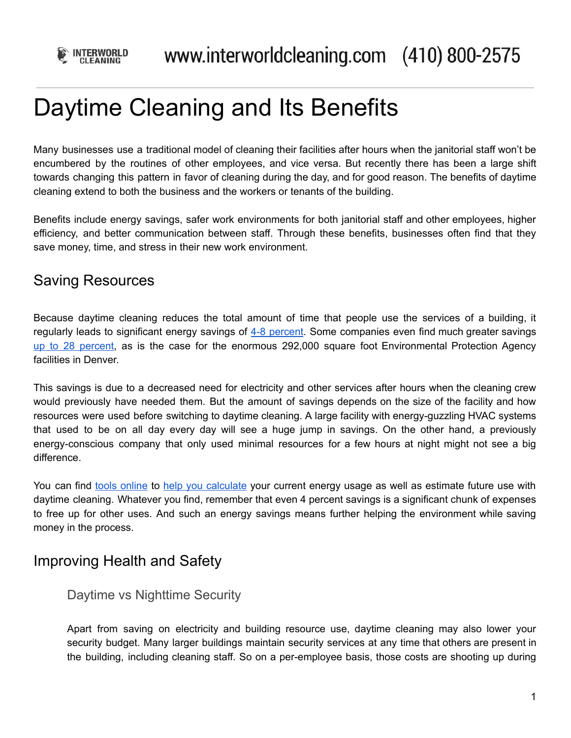# Daytime Cleaning and Its Benefits

Many businesses use a traditional model of cleaning their facilities after hours when the janitorial staff won't be encumbered by the routines of other employees, and vice versa. But recently there has been a large shift towards changing this pattern in favor of cleaning during the day, and for good reason. The benefits of daytime cleaning extend to both the business and the workers or tenants of the building.

Benefits include energy savings, safer work environments for both janitorial staff and other employees, higher efficiency, and better communication between staff. Through these benefits, businesses often find that they save money, time, and stress in their new work environment.

## Saving Resources

Because daytime cleaning reduces the total amount of time that people use the services of a building, it regularly leads to significant energy savings of 4-8 percent. Some companies even find much greater savings up to 28 percent, as is the case for the enormous 292,000 square foot Environmental Protection Agency facilities in Denver.

This savings is due to a decreased need for electricity and other services after hours when the cleaning crew would previously have needed them. But the amount of savings depends on the size of the facility and how resources were used before switching to daytime cleaning. A large facility with energy-guzzling HVAC systems that used to be on all day every day will see a huge jump in savings. On the other hand, a previously energy-conscious company that only used minimal resources for a few hours at night might not see a big difference.

You can find tools online to help you calculate your current energy usage as well as estimate future use with daytime cleaning. Whatever you find, remember that even 4 percent savings is a significant chunk of expenses to free up for other uses. And such an energy savings means further helping the environment while saving money in the process.

## Improving Health and Safety

### Daytime vs Nighttime Security

Apart from saving on electricity and building resource use, daytime cleaning may also lower your security budget. Many larger buildings maintain security services at any time that others are present in the building, including cleaning staff. So on a per-employee basis, those costs are shooting up during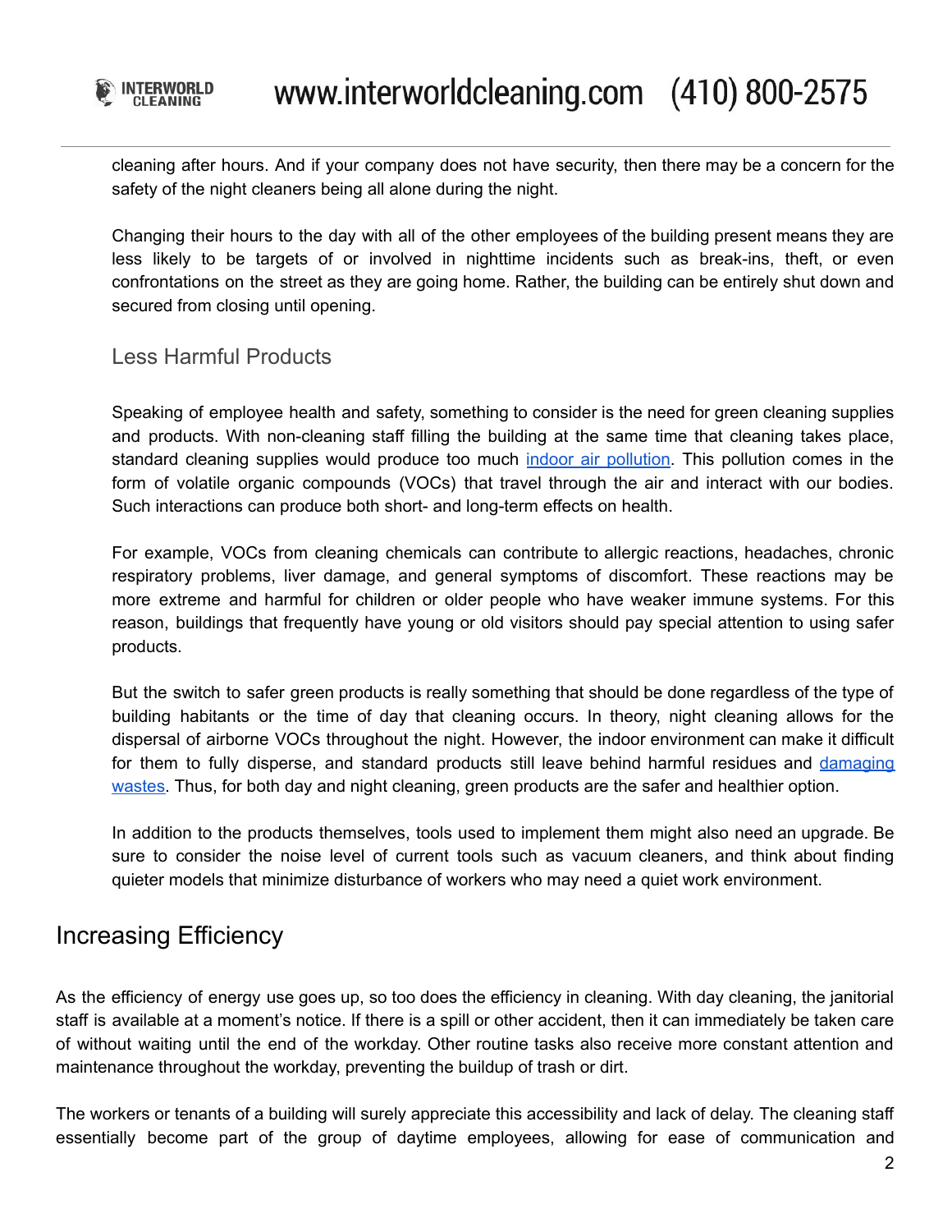cleaning after hours. And if your company does not have security, then there may be a concern for the safety of the night cleaners being all alone during the night.

Changing their hours to the day with all of the other employees of the building present means they are less likely to be targets of or involved in nighttime incidents such as break-ins, theft, or even confrontations on the street as they are going home. Rather, the building can be entirely shut down and secured from closing until opening.

### Less Harmful Products

Speaking of employee health and safety, something to consider is the need for green cleaning supplies and products. With non-cleaning staff filling the building at the same time that cleaning takes place, standard cleaning supplies would produce too much [indoor air pollution](). This pollution comes in the form of volatile organic compounds (VOCs) that travel through the air and interact with our bodies. Such interactions can produce both short- and long-term effects on health.

For example, VOCs from cleaning chemicals can contribute to allergic reactions, headaches, chronic respiratory problems, liver damage, and general symptoms of discomfort. These reactions may be more extreme and harmful for children or older people who have weaker immune systems. For this reason, buildings that frequently have young or old visitors should pay special attention to using safer products.

But the switch to safer green products is really something that should be done regardless of the type of building habitants or the time of day that cleaning occurs. In theory, night cleaning allows for the dispersal of airborne VOCs throughout the night. However, the indoor environment can make it difficult for them to fully disperse, and standard products still leave behind harmful residues and [damaging wastes](). Thus, for both day and night cleaning, green products are the safer and healthier option.

In addition to the products themselves, tools used to implement them might also need an upgrade. Be sure to consider the noise level of current tools such as vacuum cleaners, and think about finding quieter models that minimize disturbance of workers who may need a quiet work environment.

## Increasing Efficiency

As the efficiency of energy use goes up, so too does the efficiency in cleaning. With day cleaning, the janitorial staff is available at a moment's notice. If there is a spill or other accident, then it can immediately be taken care of without waiting until the end of the workday. Other routine tasks also receive more constant attention and maintenance throughout the workday, preventing the buildup of trash or dirt.

The workers or tenants of a building will surely appreciate this accessibility and lack of delay. The cleaning staff essentially become part of the group of daytime employees, allowing for ease of communication and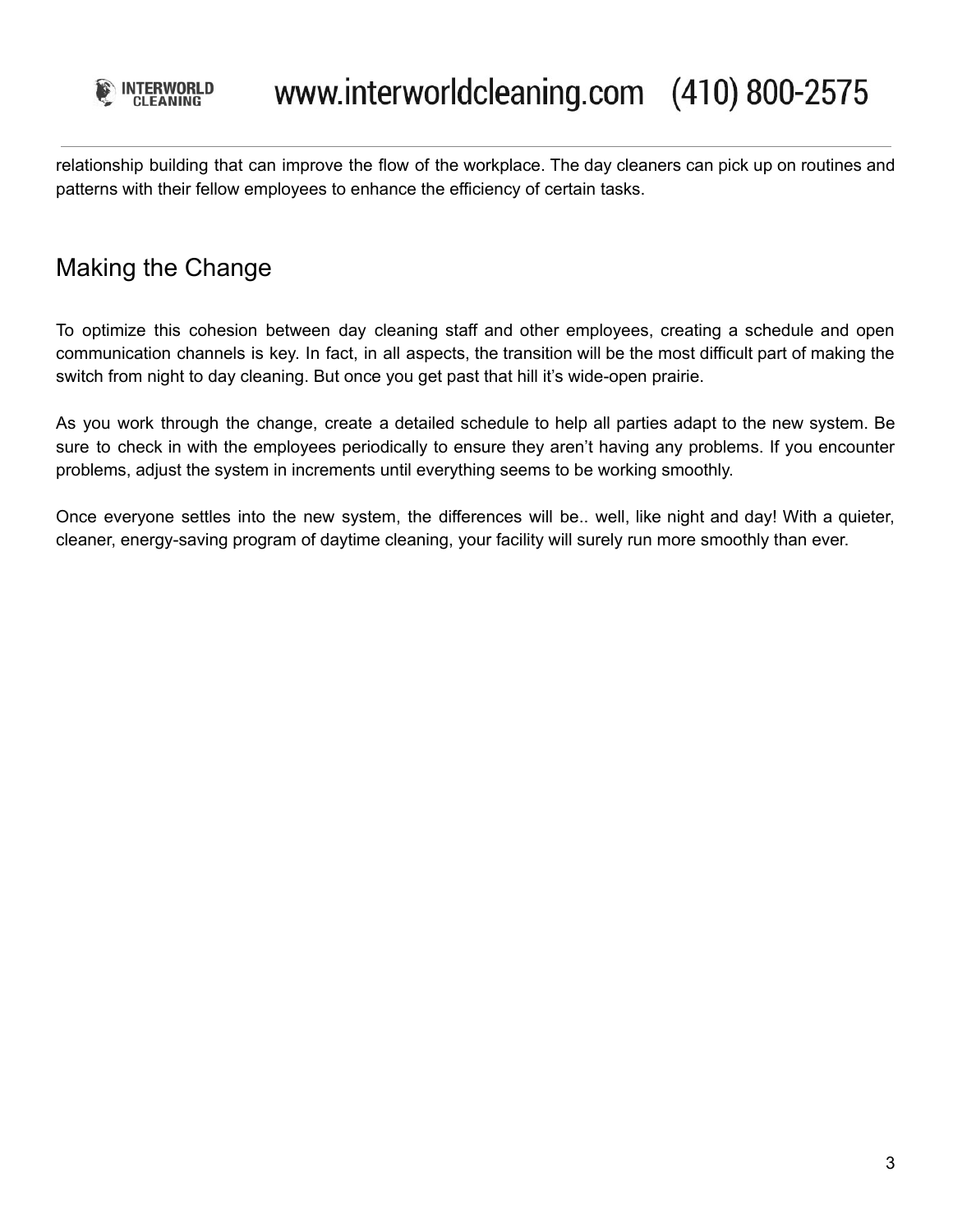relationship building that can improve the flow of the workplace. The day cleaners can pick up on routines and patterns with their fellow employees to enhance the efficiency of certain tasks.

## Making the Change

To optimize this cohesion between day cleaning staff and other employees, creating a schedule and open communication channels is key. In fact, in all aspects, the transition will be the most difficult part of making the switch from night to day cleaning. But once you get past that hill it's wide-open prairie.

As you work through the change, create a detailed schedule to help all parties adapt to the new system. Be sure to check in with the employees periodically to ensure they aren't having any problems. If you encounter problems, adjust the system in increments until everything seems to be working smoothly.

Once everyone settles into the new system, the differences will be.. well, like night and day! With a quieter, cleaner, energy-saving program of daytime cleaning, your facility will surely run more smoothly than ever.